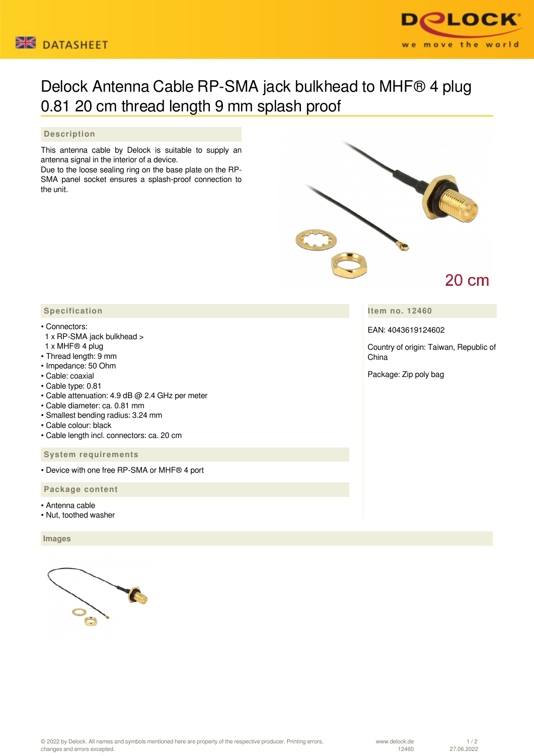DATASHEET

# Delock Antenna Cable RP-SMA jack bulkhead to MHF® 4 plug 0.81 20 cm thread length 9 mm splash proof

## Description

This antenna cable by Delock is suitable to supply an antenna signal in the interior of a device.
Due to the loose sealing ring on the base plate on the RP-SMA panel socket ensures a splash-proof connection to the unit.

20 cm

## Specification

- Connectors:
  1 x RP-SMA jack bulkhead >
  1 x MHF® 4 plug
- Thread length: 9 mm
- Impedance: 50 Ohm
- Cable: coaxial
- Cable type: 0.81
- Cable attenuation: 4.9 dB @ 2.4 GHz per meter
- Cable diameter: ca. 0.81 mm
- Smallest bending radius: 3.24 mm
- Cable colour: black
- Cable length incl. connectors: ca. 20 cm

## Item no. 12460

EAN: 4043619124602

Country of origin: Taiwan, Republic of China

Package: Zip poly bag

## System requirements

- Device with one free RP-SMA or MHF® 4 port

## Package content

- Antenna cable
- Nut, toothed washer

## Images

© 2022 by Delock. All names and symbols mentioned here are property of the respective producer. Printing errors, changes and errors excepted.

www.delock.de 12460 27.06.2022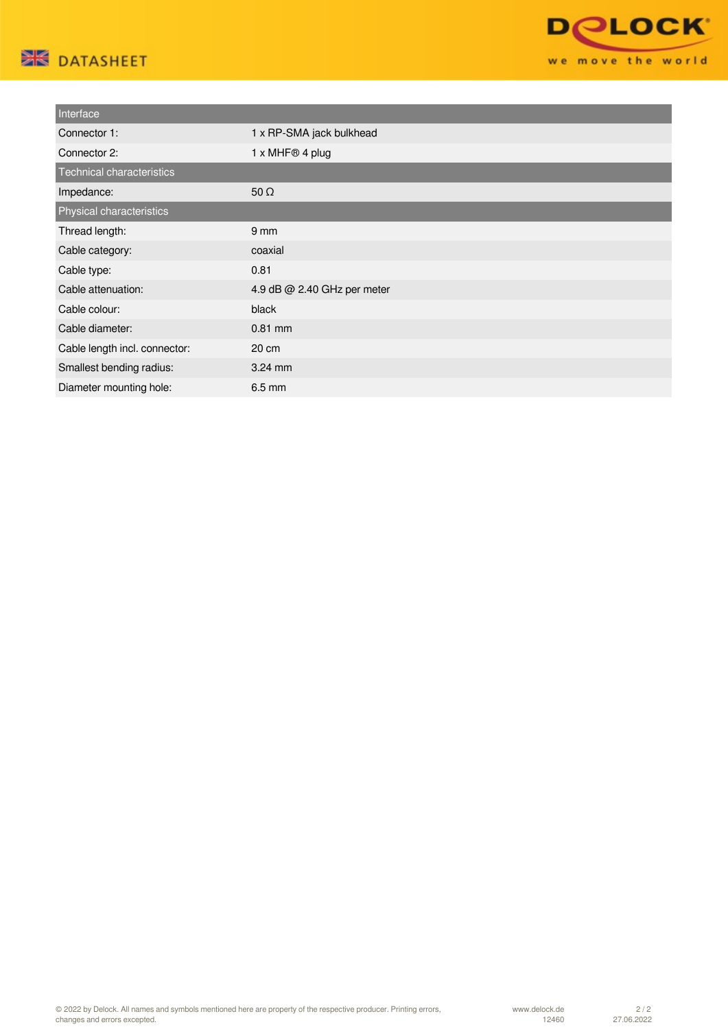| | |
|---|---|
| **Interface** | |
| Connector 1: | 1 x RP-SMA jack bulkhead |
| Connector 2: | 1 x MHF® 4 plug |
| **Technical characteristics** | |
| Impedance: | 50 Ω |
| **Physical characteristics** | |
| Thread length: | 9 mm |
| Cable category: | coaxial |
| Cable type: | 0.81 |
| Cable attenuation: | 4.9 dB @ 2.40 GHz per meter |
| Cable colour: | black |
| Cable diameter: | 0.81 mm |
| Cable length incl. connector: | 20 cm |
| Smallest bending radius: | 3.24 mm |
| Diameter mounting hole: | 6.5 mm |

© 2022 by Delock. All names and symbols mentioned here are property of the respective producer. Printing errors, changes and errors excepted.

www.delock.de
12460
27.06.2022